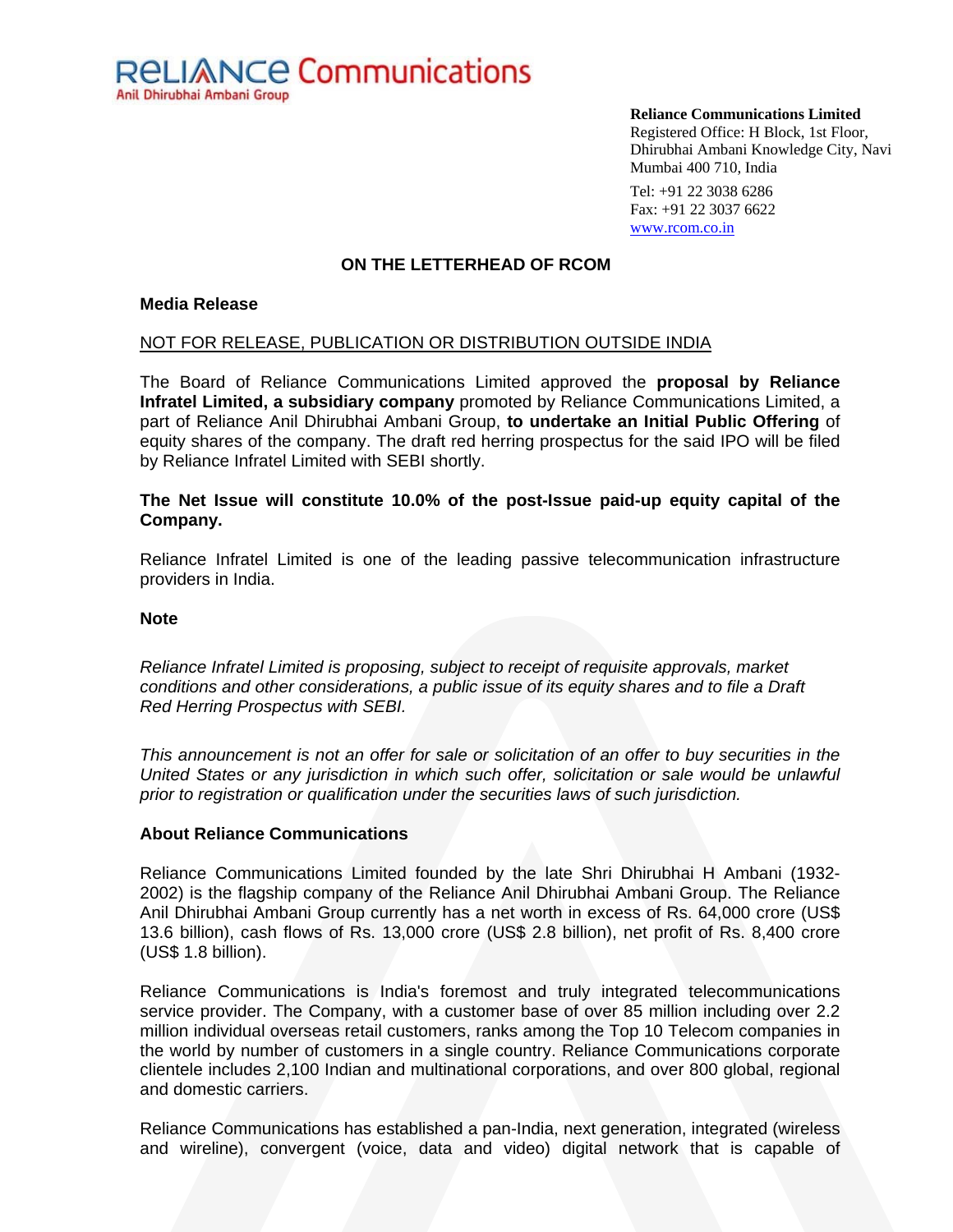RELIANCE Communications
Anil Dhirubhai Ambani Group

**Reliance Communications Limited**
Registered Office: H Block, 1st Floor, Dhirubhai Ambani Knowledge City, Navi Mumbai 400 710, India

Tel: +91 22 3038 6286
Fax: +91 22 3037 6622
www.rcom.co.in

**ON THE LETTERHEAD OF RCOM**

**Media Release**

NOT FOR RELEASE, PUBLICATION OR DISTRIBUTION OUTSIDE INDIA

The Board of Reliance Communications Limited approved the **proposal by Reliance Infratel Limited, a subsidiary company** promoted by Reliance Communications Limited, a part of Reliance Anil Dhirubhai Ambani Group, **to undertake an Initial Public Offering** of equity shares of the company. The draft red herring prospectus for the said IPO will be filed by Reliance Infratel Limited with SEBI shortly.

**The Net Issue will constitute 10.0% of the post-Issue paid-up equity capital of the Company.**

Reliance Infratel Limited is one of the leading passive telecommunication infrastructure providers in India.

**Note**

*Reliance Infratel Limited is proposing, subject to receipt of requisite approvals, market conditions and other considerations, a public issue of its equity shares and to file a Draft Red Herring Prospectus with SEBI.*

*This announcement is not an offer for sale or solicitation of an offer to buy securities in the United States or any jurisdiction in which such offer, solicitation or sale would be unlawful prior to registration or qualification under the securities laws of such jurisdiction.*

**About Reliance Communications**

Reliance Communications Limited founded by the late Shri Dhirubhai H Ambani (1932-2002) is the flagship company of the Reliance Anil Dhirubhai Ambani Group. The Reliance Anil Dhirubhai Ambani Group currently has a net worth in excess of Rs. 64,000 crore (US$ 13.6 billion), cash flows of Rs. 13,000 crore (US$ 2.8 billion), net profit of Rs. 8,400 crore (US$ 1.8 billion).

Reliance Communications is India's foremost and truly integrated telecommunications service provider. The Company, with a customer base of over 85 million including over 2.2 million individual overseas retail customers, ranks among the Top 10 Telecom companies in the world by number of customers in a single country. Reliance Communications corporate clientele includes 2,100 Indian and multinational corporations, and over 800 global, regional and domestic carriers.

Reliance Communications has established a pan-India, next generation, integrated (wireless and wireline), convergent (voice, data and video) digital network that is capable of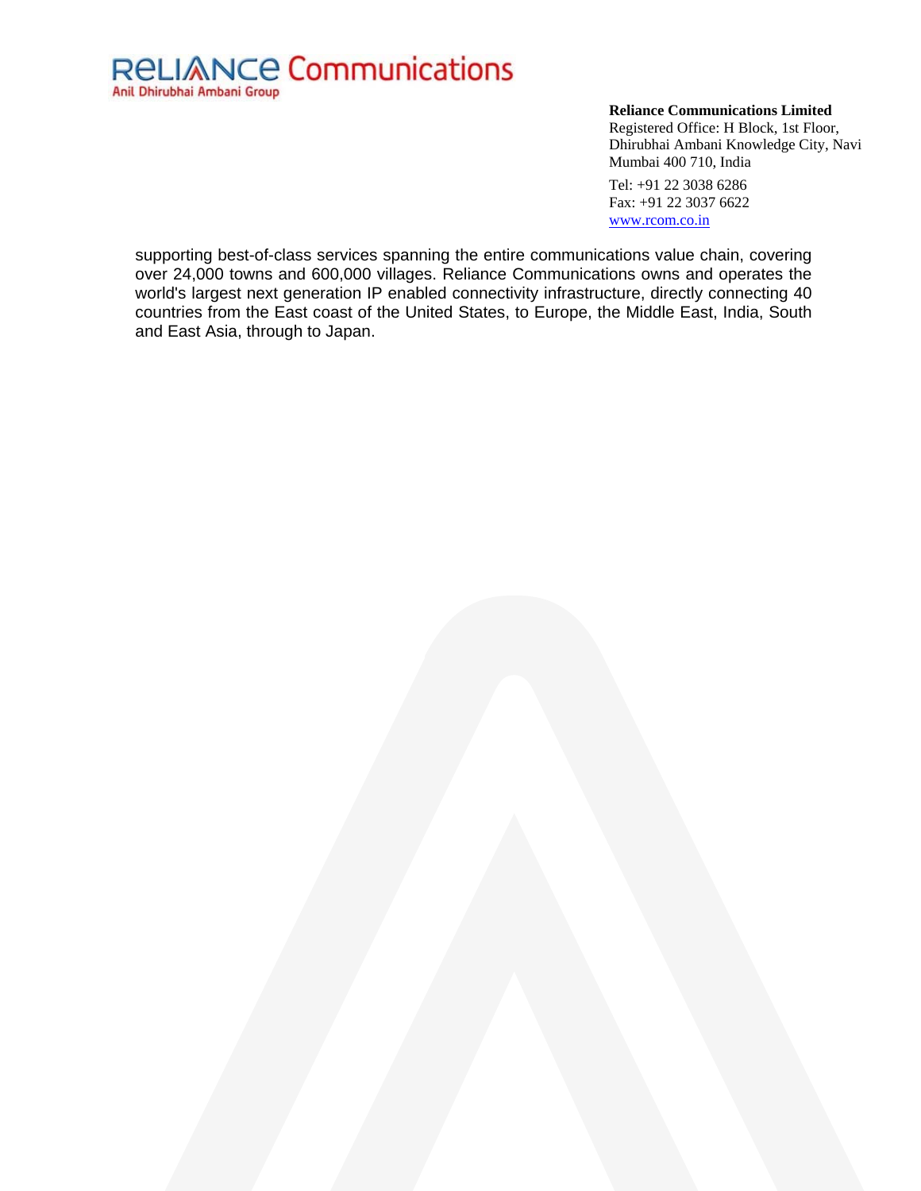supporting best-of-class services spanning the entire communications value chain, covering over 24,000 towns and 600,000 villages. Reliance Communications owns and operates the world's largest next generation IP enabled connectivity infrastructure, directly connecting 40 countries from the East coast of the United States, to Europe, the Middle East, India, South and East Asia, through to Japan.